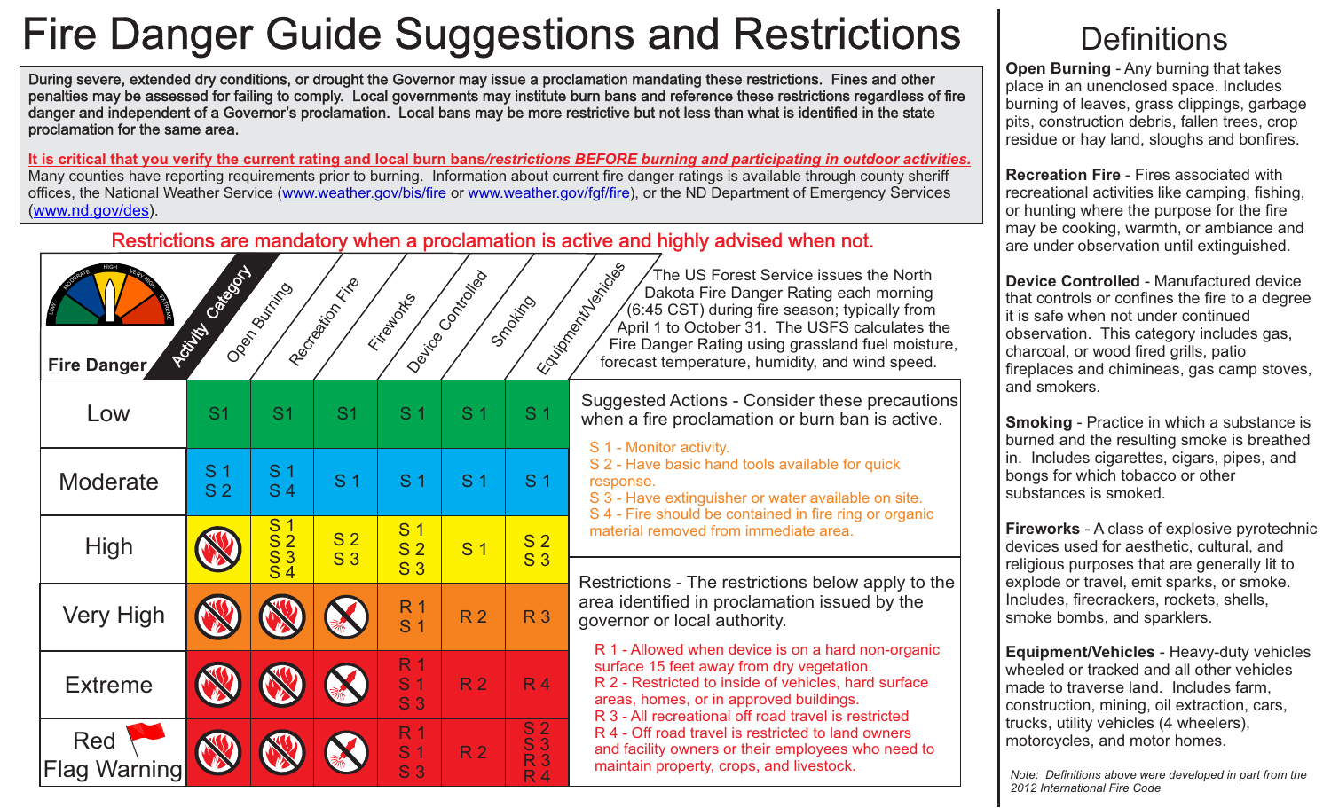# Fire Danger Guide Suggestions and Restrictions

During severe, extended dry conditions, or drought the Governor may issue a proclamation mandating these restrictions. Fines and other penalties may be assessed for failing to comply. Local governments may institute burn bans and reference these restrictions regardless of fire danger and independent of a Governor's proclamation. Local bans may be more restrictive but not less than what is identified in the state proclamation for the same area.

**It is critical that you verify the current rating and local burn bans/*restrictions BEFORE burning and participating in outdoor activities.*** Many counties have reporting requirements prior to burning. Information about current fire danger ratings is available through county sheriff offices, the National Weather Service (www.weather.gov/bis/fire or www.weather.gov/fgf/fire), or the ND Department of Emergency Services (www.nd.gov/des).

Restrictions are mandatory when a proclamation is active and highly advised when not.

| Fire Danger / Activity Category | Open Burning | Recreation Fire | Fireworks | Device Controlled | Smoking | Equipment/Vehicles |
|---|---|---|---|---|---|---|
| Low | S1 | S1 | S1 | S 1 | S 1 | S 1 |
| Moderate | S 1, S 2 | S 1, S 4 | S 1 | S 1 | S 1 | S 1 |
| High | Prohibited | S 1, S 2, S 3, S 4 | S 2, S 3 | S 1, S 2, S 3 | S 1 | S 2, S 3 |
| Very High | Prohibited | Prohibited | Prohibited | R 1, S 1 | R 2 | R 3 |
| Extreme | Prohibited | Prohibited | Prohibited | R 1, S 1, S 3 | R 2 | R 4 |
| Red Flag Warning | Prohibited | Prohibited | Prohibited | R 1, S 1, S 3 | R 2 | S 2, S 3, R 3, R 4 |

The US Forest Service issues the North Dakota Fire Danger Rating each morning (6:45 CST) during fire season; typically from April 1 to October 31. The USFS calculates the Fire Danger Rating using grassland fuel moisture, forecast temperature, humidity, and wind speed.

Suggested Actions - Consider these precautions when a fire proclamation or burn ban is active.

- S 1 - Monitor activity.
- S 2 - Have basic hand tools available for quick response.
- S 3 - Have extinguisher or water available on site.
- S 4 - Fire should be contained in fire ring or organic material removed from immediate area.

Restrictions - The restrictions below apply to the area identified in proclamation issued by the governor or local authority.

- R 1 - Allowed when device is on a hard non-organic surface 15 feet away from dry vegetation.
- R 2 - Restricted to inside of vehicles, hard surface areas, homes, or in approved buildings.
- R 3 - All recreational off road travel is restricted
- R 4 - Off road travel is restricted to land owners and facility owners or their employees who need to maintain property, crops, and livestock.

## Definitions

**Open Burning** - Any burning that takes place in an unenclosed space. Includes burning of leaves, grass clippings, garbage pits, construction debris, fallen trees, crop residue or hay land, sloughs and bonfires.

**Recreation Fire** - Fires associated with recreational activities like camping, fishing, or hunting where the purpose for the fire may be cooking, warmth, or ambiance and are under observation until extinguished.

**Device Controlled** - Manufactured device that controls or confines the fire to a degree it is safe when not under continued observation. This category includes gas, charcoal, or wood fired grills, patio fireplaces and chimineas, gas camp stoves, and smokers.

**Smoking** - Practice in which a substance is burned and the resulting smoke is breathed in. Includes cigarettes, cigars, pipes, and bongs for which tobacco or other substances is smoked.

**Fireworks** - A class of explosive pyrotechnic devices used for aesthetic, cultural, and religious purposes that are generally lit to explode or travel, emit sparks, or smoke. Includes, firecrackers, rockets, shells, smoke bombs, and sparklers.

**Equipment/Vehicles** - Heavy-duty vehicles wheeled or tracked and all other vehicles made to traverse land. Includes farm, construction, mining, oil extraction, cars, trucks, utility vehicles (4 wheelers), motorcycles, and motor homes.

*Note: Definitions above were developed in part from the 2012 International Fire Code*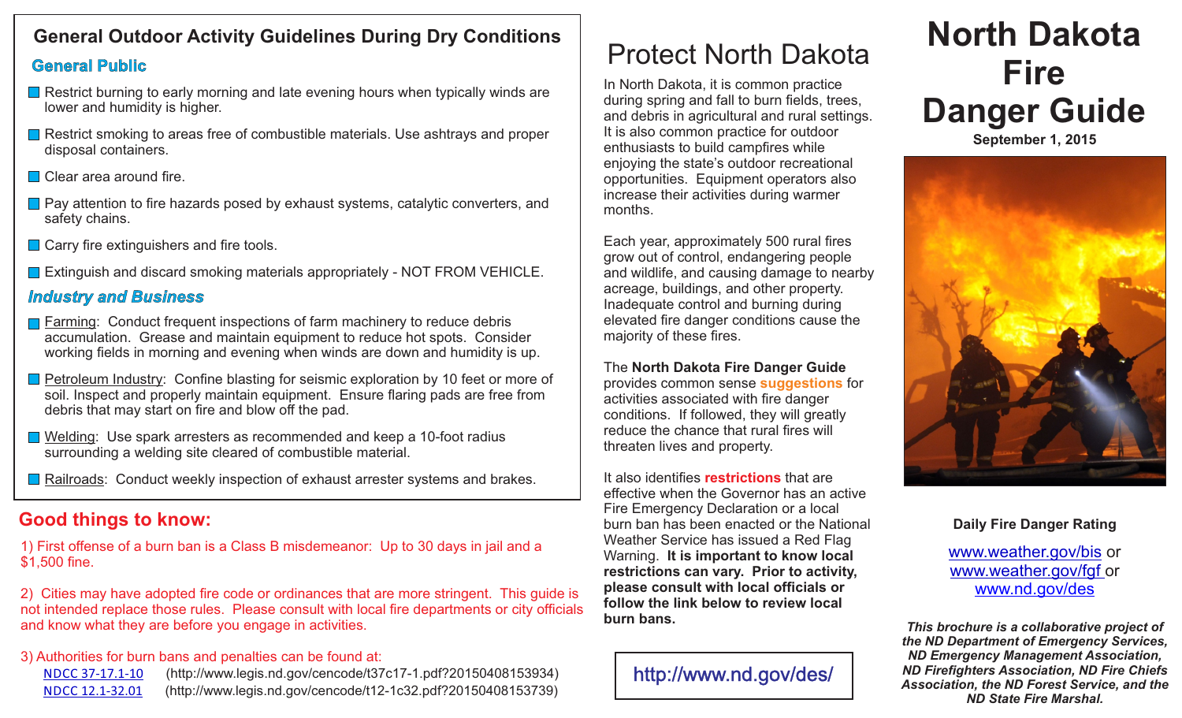## General Outdoor Activity Guidelines During Dry Conditions

### General Public

- Restrict burning to early morning and late evening hours when typically winds are lower and humidity is higher.
- Restrict smoking to areas free of combustible materials. Use ashtrays and proper disposal containers.
- Clear area around fire.
- Pay attention to fire hazards posed by exhaust systems, catalytic converters, and safety chains.
- Carry fire extinguishers and fire tools.
- Extinguish and discard smoking materials appropriately - NOT FROM VEHICLE.

### *Industry and Business*

- Farming: Conduct frequent inspections of farm machinery to reduce debris accumulation. Grease and maintain equipment to reduce hot spots. Consider working fields in morning and evening when winds are down and humidity is up.
- Petroleum Industry: Confine blasting for seismic exploration by 10 feet or more of soil. Inspect and properly maintain equipment. Ensure flaring pads are free from debris that may start on fire and blow off the pad.
- Welding: Use spark arresters as recommended and keep a 10-foot radius surrounding a welding site cleared of combustible material.
- Railroads: Conduct weekly inspection of exhaust arrester systems and brakes.

## Good things to know:

1) First offense of a burn ban is a Class B misdemeanor: Up to 30 days in jail and a $1,500 fine.

2) Cities may have adopted fire code or ordinances that are more stringent. This guide is not intended replace those rules. Please consult with local fire departments or city officials and know what they are before you engage in activities.

3) Authorities for burn bans and penalties can be found at:

NDCC 37-17.1-10 (http://www.legis.nd.gov/cencode/t37c17-1.pdf?20150408153934)

NDCC 12.1-32.01 (http://www.legis.nd.gov/cencode/t12-1c32.pdf?20150408153739)

# Protect North Dakota

In North Dakota, it is common practice during spring and fall to burn fields, trees, and debris in agricultural and rural settings. It is also common practice for outdoor enthusiasts to build campfires while enjoying the state's outdoor recreational opportunities. Equipment operators also increase their activities during warmer months.

Each year, approximately 500 rural fires grow out of control, endangering people and wildlife, and causing damage to nearby acreage, buildings, and other property. Inadequate control and burning during elevated fire danger conditions cause the majority of these fires.

The **North Dakota Fire Danger Guide** provides common sense **suggestions** for activities associated with fire danger conditions. If followed, they will greatly reduce the chance that rural fires will threaten lives and property.

It also identifies **restrictions** that are effective when the Governor has an active Fire Emergency Declaration or a local burn ban has been enacted or the National Weather Service has issued a Red Flag Warning. **It is important to know local restrictions can vary. Prior to activity, please consult with local officials or follow the link below to review local burn bans.**

http://www.nd.gov/des/

# North Dakota Fire Danger Guide

**September 1, 2015**

**Daily Fire Danger Rating**

www.weather.gov/bis or
www.weather.gov/fgf or
www.nd.gov/des

***This brochure is a collaborative project of the ND Department of Emergency Services, ND Emergency Management Association, ND Firefighters Association, ND Fire Chiefs Association, the ND Forest Service, and the ND State Fire Marshal.***